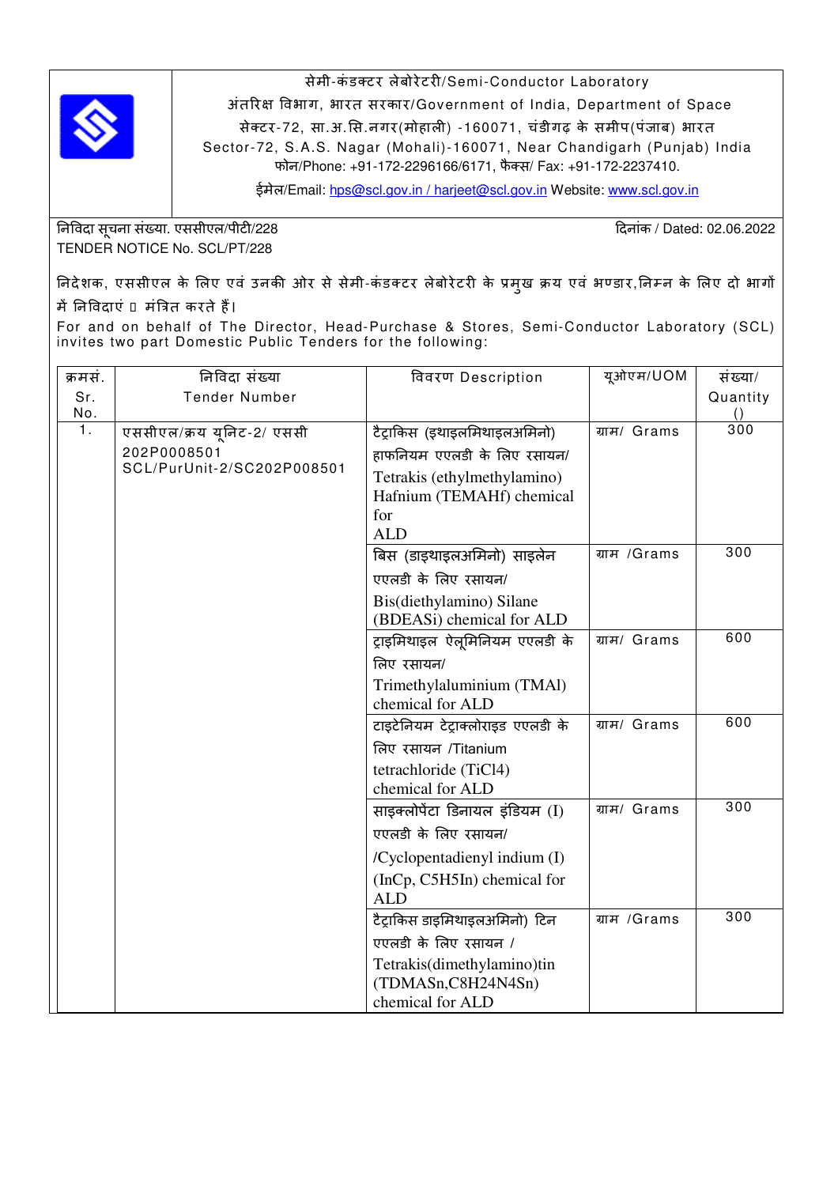सेमी-कंडक्टर लेबोरेटरी/Semi-Conductor Laboratory
अंतरिक्ष विभाग, भारत सरकार/Government of India, Department of Space
सेक्टर-72, सा.अ.सि.नगर(मोहाली) -160071, चंडीगढ़ के समीप(पंजाब) भारत
Sector-72, S.A.S. Nagar (Mohali)-160071, Near Chandigarh (Punjab) India
फोन/Phone: +91-172-2296166/6171, फैक्स/ Fax: +91-172-2237410.
ईमेल/Email: hps@scl.gov.in / harjeet@scl.gov.in Website: www.scl.gov.in

निविदा सूचना संख्या. एससीएल/पीटी/228
TENDER NOTICE No. SCL/PT/228

दिनांक / Dated: 02.06.2022

निदेशक, एससीएल के लिए एवं उनकी ओर से सेमी-कंडक्टर लेबोरेटरी के प्रमुख क्रय एवं भण्डार,निम्न के लिए दो भागों में निविदाएं ▯ मंत्रित करते हैं।
For and on behalf of The Director, Head-Purchase & Stores, Semi-Conductor Laboratory (SCL) invites two part Domestic Public Tenders for the following:

| क्रमसं. Sr. No. | निविदा संख्या Tender Number | विवरण Description | यूओएम/UOM | संख्या/ Quantity () |
|---|---|---|---|---|
| 1. | एससीएल/क्रय यूनिट-2/ एससी 202P0008501 SCL/PurUnit-2/SC202P008501 | टैट्राकिस (इथाइलमिथाइलअमिनो) हाफनियम एएलडी के लिए रसायन/ Tetrakis (ethylmethylamino) Hafnium (TEMAHf) chemical for ALD | ग्राम/ Grams | 300 |
| | | बिस (डाइथाइलअमिनो) साइलेन एएलडी के लिए रसायन/ Bis(diethylamino) Silane (BDEASi) chemical for ALD | ग्राम /Grams | 300 |
| | | ट्राइमिथाइल ऐलूमिनियम एएलडी के लिए रसायन/ Trimethylaluminium (TMAl) chemical for ALD | ग्राम/ Grams | 600 |
| | | टाइटेनियम टेट्राक्लोराइड एएलडी के लिए रसायन /Titanium tetrachloride ($TiCl_4$) chemical for ALD | ग्राम/ Grams | 600 |
| | | साइक्लोपेंटा डिनायल इंडियम (I) एएलडी के लिए रसायन/ /Cyclopentadienyl indium (I) (InCp, $C_5H_5In$) chemical for ALD | ग्राम/ Grams | 300 |
| | | टैट्राकिस डाइमिथाइलअमिनो) टिन एएलडी के लिए रसायन / Tetrakis(dimethylamino)tin (TDMASn,$C_8H_{24}N_4Sn$) chemical for ALD | ग्राम /Grams | 300 |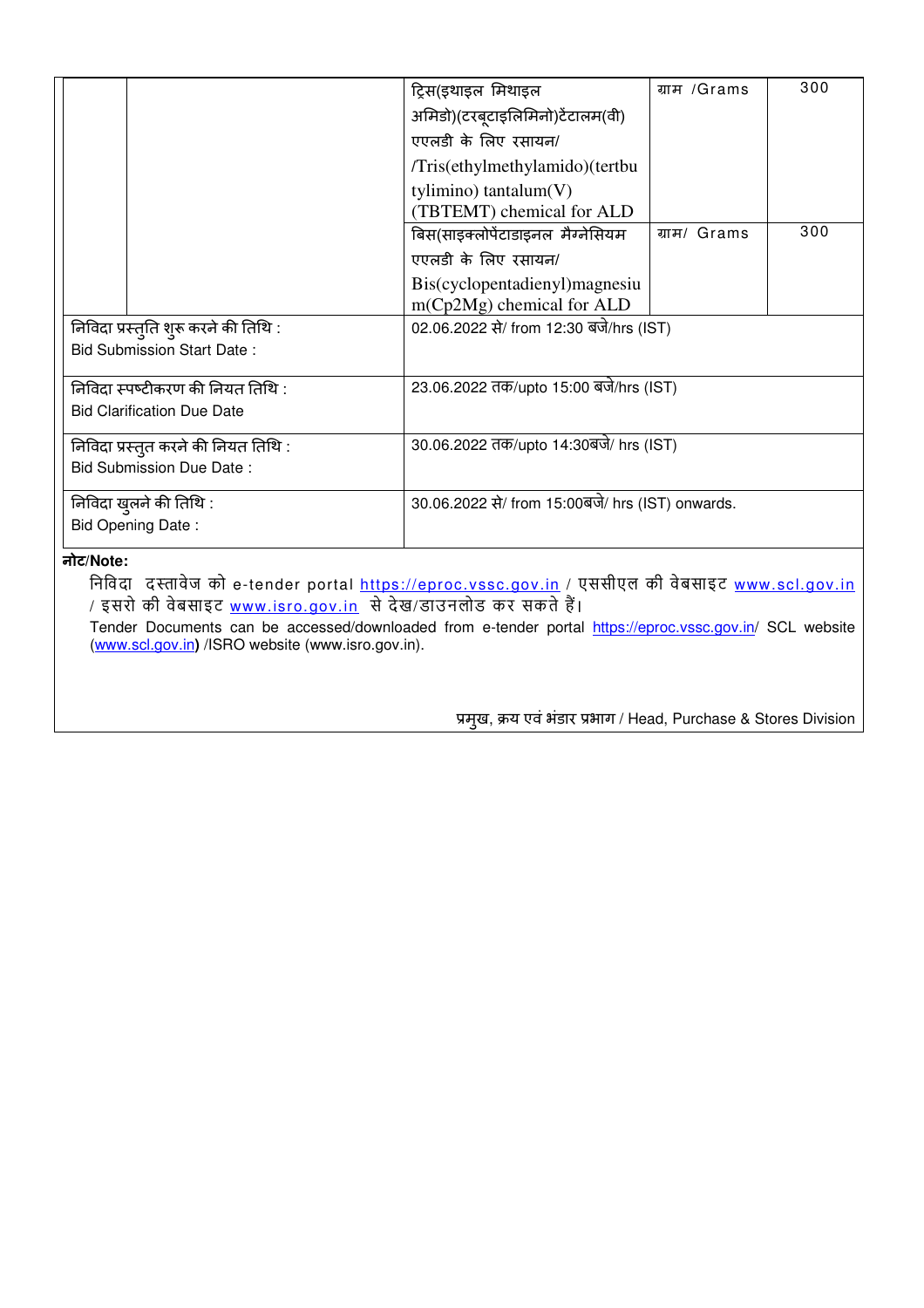| | | | | |
|---|---|---|---|---|
| | | ट्रिस(इथाइल मिथाइल अमिडो)(टरबूटाइलिमिनो)टेंटालम(वी) एएलडी के लिए रसायन/ /Tris(ethylmethylamido)(tertbutylimino) tantalum(V) (TBTEMT) chemical for ALD | ग्राम /Grams | 300 |
| | | बिस(साइक्लोपेंटाडाइनल मैग्नेसियम एएलडी के लिए रसायन/ Bis(cyclopentadienyl)magnesium(Cp2Mg) chemical for ALD | ग्राम/ Grams | 300 |

| | |
|---|---|
| निविदा प्रस्तुति शुरू करने की तिथि : Bid Submission Start Date : | 02.06.2022 से/ from 12:30 बजे/hrs (IST) |
| निविदा स्पष्टीकरण की नियत तिथि : Bid Clarification Due Date | 23.06.2022 तक/upto 15:00 बजे/hrs (IST) |
| निविदा प्रस्तुत करने की नियत तिथि : Bid Submission Due Date : | 30.06.2022 तक/upto 14:30बजे/ hrs (IST) |
| निविदा खुलने की तिथि : Bid Opening Date : | 30.06.2022 से/ from 15:00बजे/ hrs (IST) onwards. |

**नोट/Note:**

निविदा दस्तावेज को e-tender portal https://eproc.vssc.gov.in / एससीएल की वेबसाइट www.scl.gov.in / इसरो की वेबसाइट www.isro.gov.in से देख/डाउनलोड कर सकते हैं।

Tender Documents can be accessed/downloaded from e-tender portal https://eproc.vssc.gov.in/ SCL website (www.scl.gov.in) /ISRO website (www.isro.gov.in).

प्रमुख, क्रय एवं भंडार प्रभाग / Head, Purchase & Stores Division